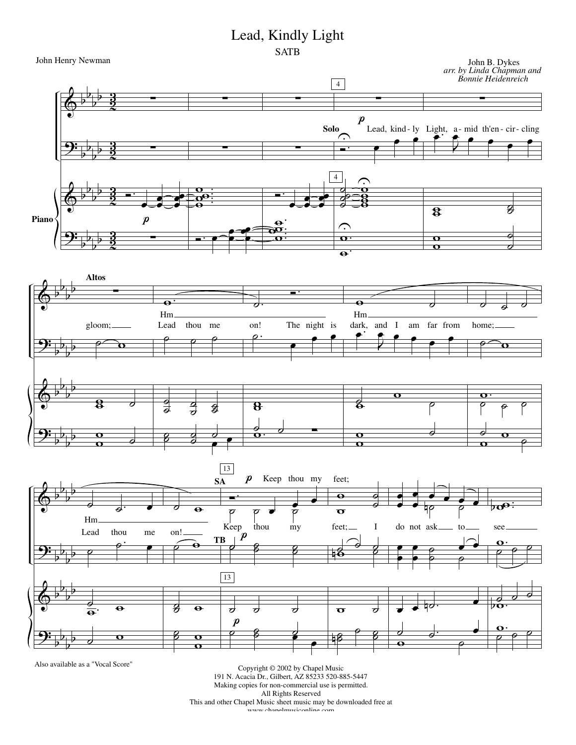# Lead, Kindly Light

SATB

John Henry Newman

John B. Dykes
*arr. by Linda Chapman and Bonnie Heidenreich*

Also available as a "Vocal Score"

Copyright © 2002 by Chapel Music
191 N. Acacia Dr., Gilbert, AZ 85233 520-885-5447
Making copies for non-commercial use is permitted.
All Rights Reserved
This and other Chapel Music sheet music may be downloaded free at
www.chapelmusiconline.com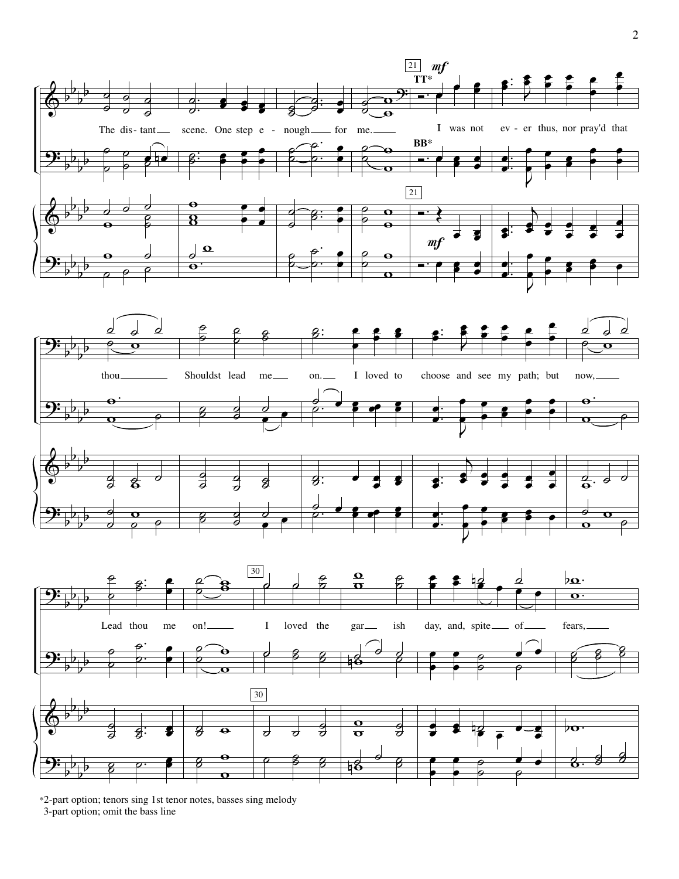The dis- tant scene. One step e - nough for me.

I was not ev - er thus, nor pray'd that thou Shouldst lead me on. I loved to choose and see my path; but now, Lead thou me on! I loved the gar ish day, and, spite of fears,

*2-part option; tenors sing 1st tenor notes, basses sing melody
3-part option; omit the bass line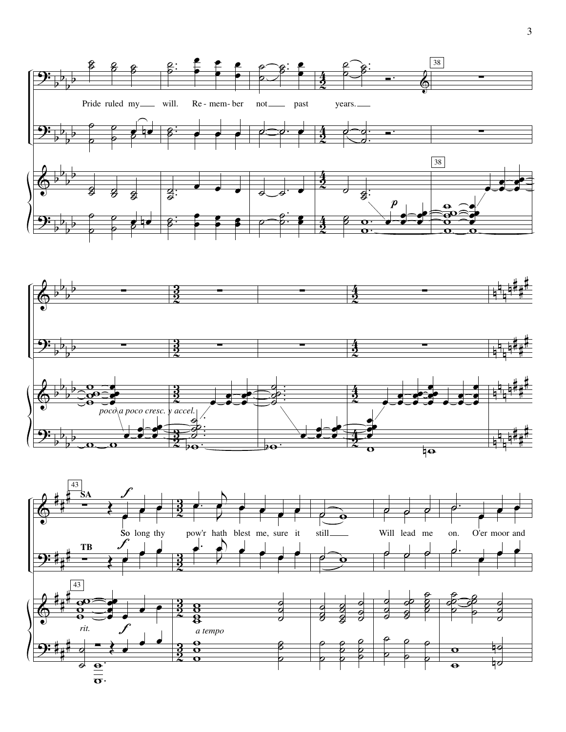38

Pride ruled my ___ will. Re - mem - ber not ___ past years. ___

*poco a poco cresc. y accel.*

43

SA

TB

So long thy pow'r hath blest me, sure it still ___ Will lead me on. O'er moor and

*rit.*

*a tempo*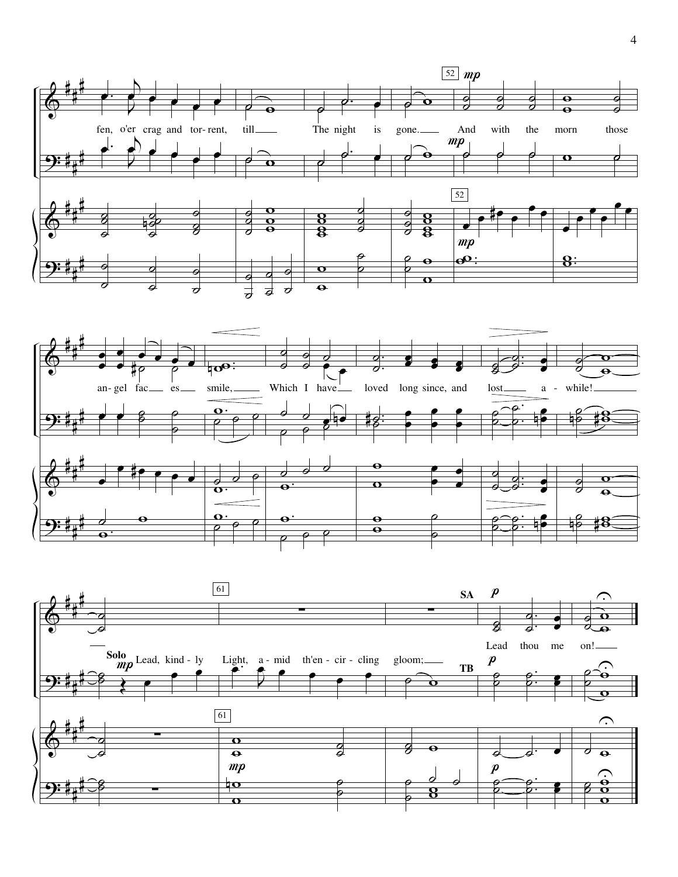52

*mp*

fen, o'er crag and tor- rent, till The night is gone. And with the morn those

*mp*

52

*mp*

an- gel fac es smile, Which I have loved long since, and lost a - while!

61

SA *p*

Lead thou me on!

Solo *mp* Lead, kind - ly Light, a - mid th'en - cir - cling gloom;

TB *p*

61

*mp*

*p*